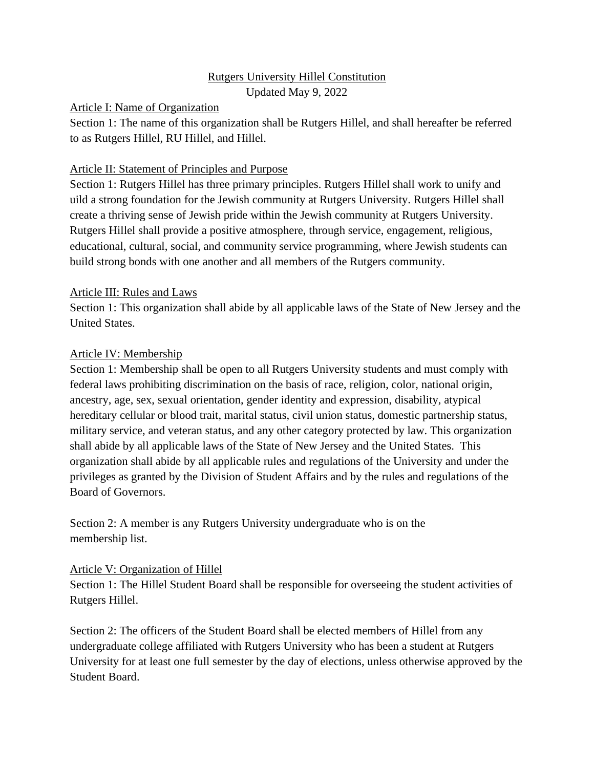# Rutgers University Hillel Constitution

Updated May 9, 2022

## Article I: Name of Organization

Section 1: The name of this organization shall be Rutgers Hillel, and shall hereafter be referred to as Rutgers Hillel, RU Hillel, and Hillel.

## Article II: Statement of Principles and Purpose

Section 1: Rutgers Hillel has three primary principles. Rutgers Hillel shall work to unify and uild a strong foundation for the Jewish community at Rutgers University. Rutgers Hillel shall create a thriving sense of Jewish pride within the Jewish community at Rutgers University. Rutgers Hillel shall provide a positive atmosphere, through service, engagement, religious, educational, cultural, social, and community service programming, where Jewish students can build strong bonds with one another and all members of the Rutgers community.

## Article III: Rules and Laws

Section 1: This organization shall abide by all applicable laws of the State of New Jersey and the United States.

## Article IV: Membership

Section 1: Membership shall be open to all Rutgers University students and must comply with federal laws prohibiting discrimination on the basis of race, religion, color, national origin, ancestry, age, sex, sexual orientation, gender identity and expression, disability, atypical hereditary cellular or blood trait, marital status, civil union status, domestic partnership status, military service, and veteran status, and any other category protected by law. This organization shall abide by all applicable laws of the State of New Jersey and the United States. This organization shall abide by all applicable rules and regulations of the University and under the privileges as granted by the Division of Student Affairs and by the rules and regulations of the Board of Governors.

Section 2: A member is any Rutgers University undergraduate who is on the membership list.

## Article V: Organization of Hillel

Section 1: The Hillel Student Board shall be responsible for overseeing the student activities of Rutgers Hillel.

Section 2: The officers of the Student Board shall be elected members of Hillel from any undergraduate college affiliated with Rutgers University who has been a student at Rutgers University for at least one full semester by the day of elections, unless otherwise approved by the Student Board.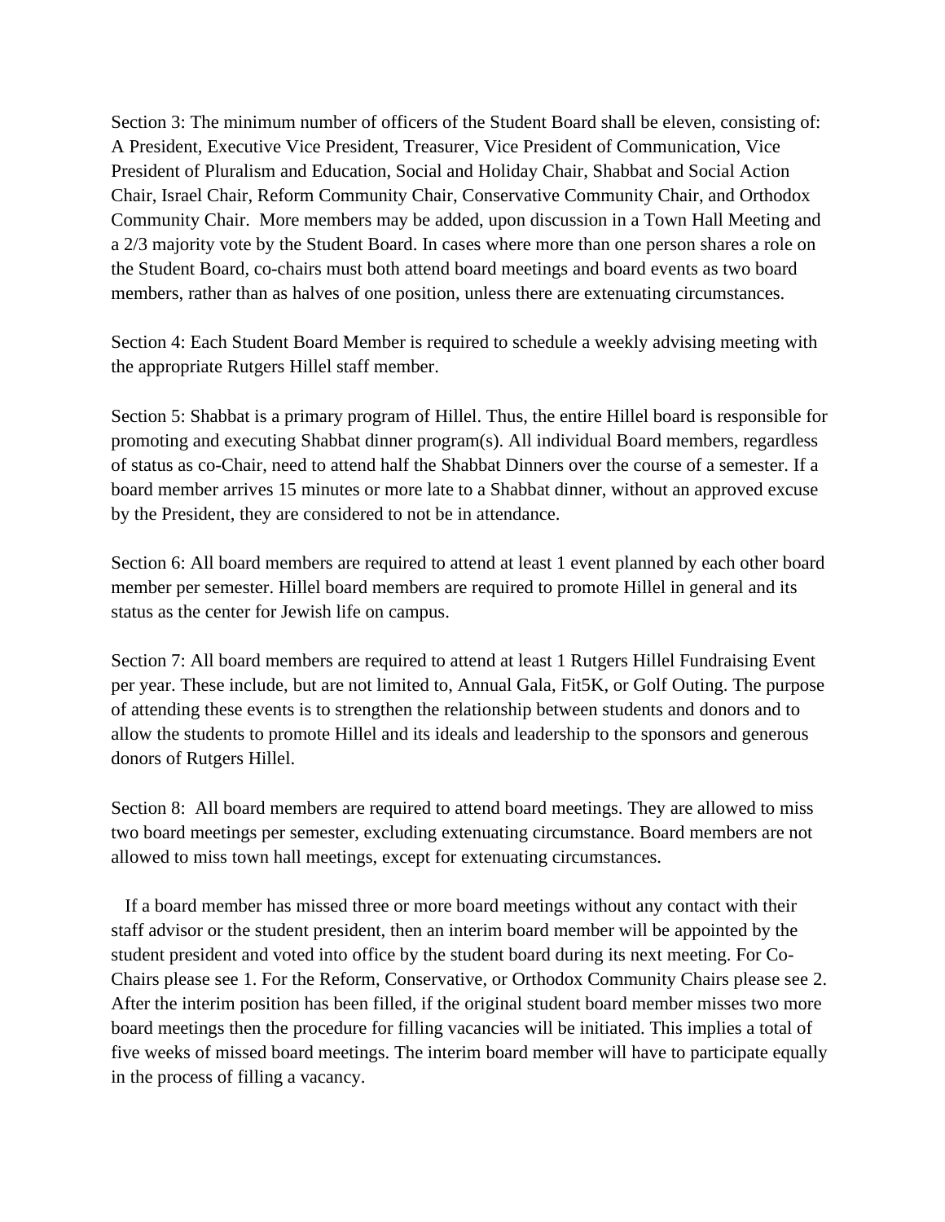Section 3: The minimum number of officers of the Student Board shall be eleven, consisting of: A President, Executive Vice President, Treasurer, Vice President of Communication, Vice President of Pluralism and Education, Social and Holiday Chair, Shabbat and Social Action Chair, Israel Chair, Reform Community Chair, Conservative Community Chair, and Orthodox Community Chair. More members may be added, upon discussion in a Town Hall Meeting and a 2/3 majority vote by the Student Board. In cases where more than one person shares a role on the Student Board, co-chairs must both attend board meetings and board events as two board members, rather than as halves of one position, unless there are extenuating circumstances.

Section 4: Each Student Board Member is required to schedule a weekly advising meeting with the appropriate Rutgers Hillel staff member.

Section 5: Shabbat is a primary program of Hillel. Thus, the entire Hillel board is responsible for promoting and executing Shabbat dinner program(s). All individual Board members, regardless of status as co-Chair, need to attend half the Shabbat Dinners over the course of a semester. If a board member arrives 15 minutes or more late to a Shabbat dinner, without an approved excuse by the President, they are considered to not be in attendance.

Section 6: All board members are required to attend at least 1 event planned by each other board member per semester. Hillel board members are required to promote Hillel in general and its status as the center for Jewish life on campus.

Section 7: All board members are required to attend at least 1 Rutgers Hillel Fundraising Event per year. These include, but are not limited to, Annual Gala, Fit5K, or Golf Outing. The purpose of attending these events is to strengthen the relationship between students and donors and to allow the students to promote Hillel and its ideals and leadership to the sponsors and generous donors of Rutgers Hillel.

Section 8: All board members are required to attend board meetings. They are allowed to miss two board meetings per semester, excluding extenuating circumstance. Board members are not allowed to miss town hall meetings, except for extenuating circumstances.

If a board member has missed three or more board meetings without any contact with their staff advisor or the student president, then an interim board member will be appointed by the student president and voted into office by the student board during its next meeting. For Co-Chairs please see 1. For the Reform, Conservative, or Orthodox Community Chairs please see 2. After the interim position has been filled, if the original student board member misses two more board meetings then the procedure for filling vacancies will be initiated. This implies a total of five weeks of missed board meetings. The interim board member will have to participate equally in the process of filling a vacancy.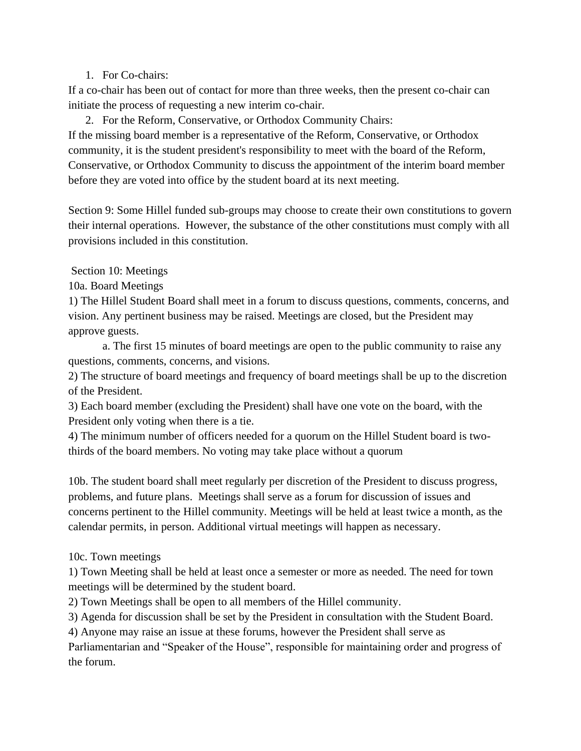1. For Co-chairs:

If a co-chair has been out of contact for more than three weeks, then the present co-chair can initiate the process of requesting a new interim co-chair.

2. For the Reform, Conservative, or Orthodox Community Chairs:

If the missing board member is a representative of the Reform, Conservative, or Orthodox community, it is the student president's responsibility to meet with the board of the Reform, Conservative, or Orthodox Community to discuss the appointment of the interim board member before they are voted into office by the student board at its next meeting.

Section 9: Some Hillel funded sub-groups may choose to create their own constitutions to govern their internal operations. However, the substance of the other constitutions must comply with all provisions included in this constitution.

Section 10: Meetings

10a. Board Meetings

1) The Hillel Student Board shall meet in a forum to discuss questions, comments, concerns, and vision. Any pertinent business may be raised. Meetings are closed, but the President may approve guests.

    a. The first 15 minutes of board meetings are open to the public community to raise any questions, comments, concerns, and visions.

2) The structure of board meetings and frequency of board meetings shall be up to the discretion of the President.

3) Each board member (excluding the President) shall have one vote on the board, with the President only voting when there is a tie.

4) The minimum number of officers needed for a quorum on the Hillel Student board is two-thirds of the board members. No voting may take place without a quorum

10b. The student board shall meet regularly per discretion of the President to discuss progress, problems, and future plans. Meetings shall serve as a forum for discussion of issues and concerns pertinent to the Hillel community. Meetings will be held at least twice a month, as the calendar permits, in person. Additional virtual meetings will happen as necessary.

10c. Town meetings

1) Town Meeting shall be held at least once a semester or more as needed. The need for town meetings will be determined by the student board.

2) Town Meetings shall be open to all members of the Hillel community.

3) Agenda for discussion shall be set by the President in consultation with the Student Board.

4) Anyone may raise an issue at these forums, however the President shall serve as Parliamentarian and "Speaker of the House", responsible for maintaining order and progress of the forum.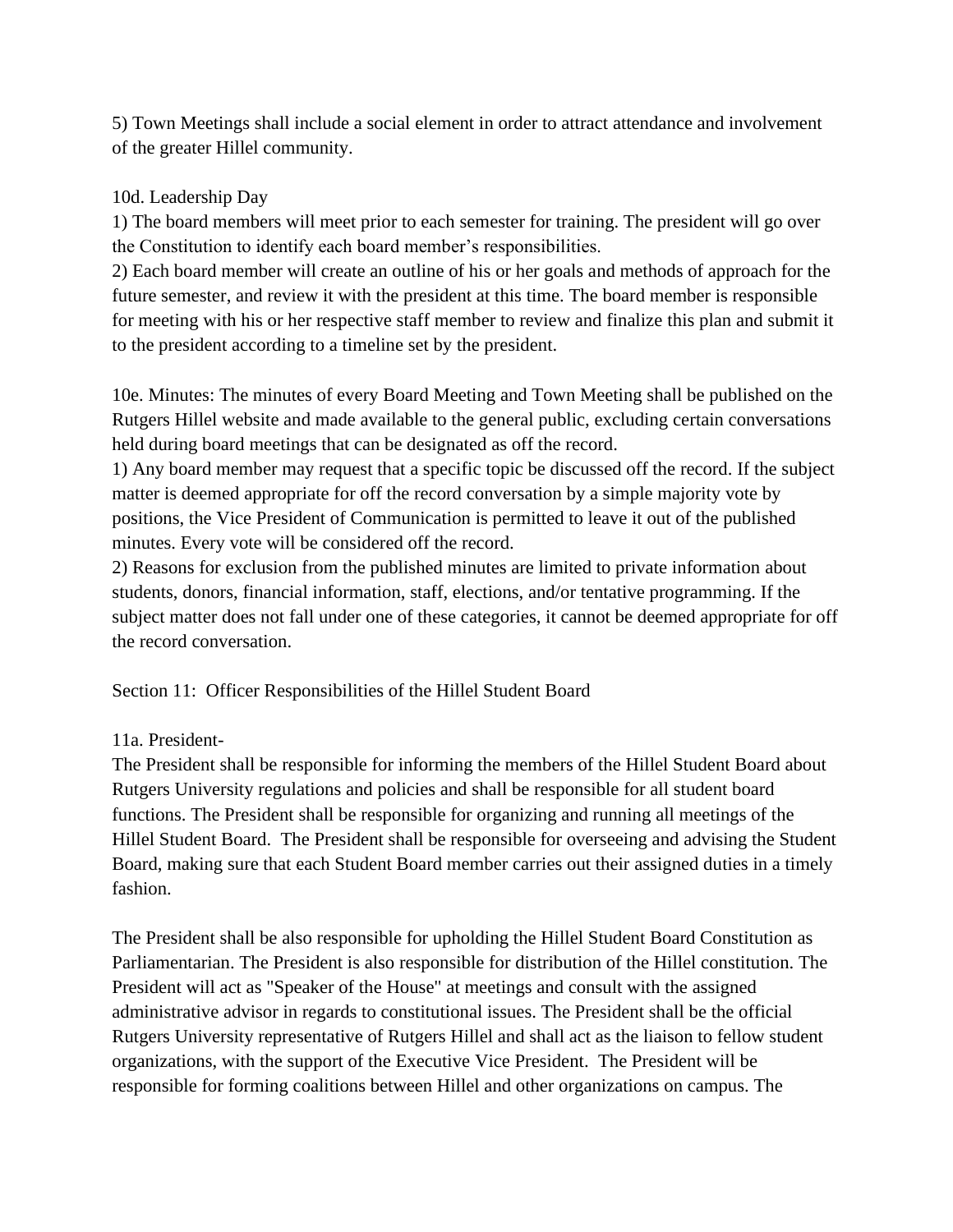5) Town Meetings shall include a social element in order to attract attendance and involvement of the greater Hillel community.

10d. Leadership Day

1) The board members will meet prior to each semester for training. The president will go over the Constitution to identify each board member's responsibilities.

2) Each board member will create an outline of his or her goals and methods of approach for the future semester, and review it with the president at this time. The board member is responsible for meeting with his or her respective staff member to review and finalize this plan and submit it to the president according to a timeline set by the president.

10e. Minutes: The minutes of every Board Meeting and Town Meeting shall be published on the Rutgers Hillel website and made available to the general public, excluding certain conversations held during board meetings that can be designated as off the record.

1) Any board member may request that a specific topic be discussed off the record. If the subject matter is deemed appropriate for off the record conversation by a simple majority vote by positions, the Vice President of Communication is permitted to leave it out of the published minutes. Every vote will be considered off the record.

2) Reasons for exclusion from the published minutes are limited to private information about students, donors, financial information, staff, elections, and/or tentative programming. If the subject matter does not fall under one of these categories, it cannot be deemed appropriate for off the record conversation.

## Section 11: Officer Responsibilities of the Hillel Student Board

### 11a. President-

The President shall be responsible for informing the members of the Hillel Student Board about Rutgers University regulations and policies and shall be responsible for all student board functions. The President shall be responsible for organizing and running all meetings of the Hillel Student Board. The President shall be responsible for overseeing and advising the Student Board, making sure that each Student Board member carries out their assigned duties in a timely fashion.

The President shall be also responsible for upholding the Hillel Student Board Constitution as Parliamentarian. The President is also responsible for distribution of the Hillel constitution. The President will act as "Speaker of the House" at meetings and consult with the assigned administrative advisor in regards to constitutional issues. The President shall be the official Rutgers University representative of Rutgers Hillel and shall act as the liaison to fellow student organizations, with the support of the Executive Vice President. The President will be responsible for forming coalitions between Hillel and other organizations on campus. The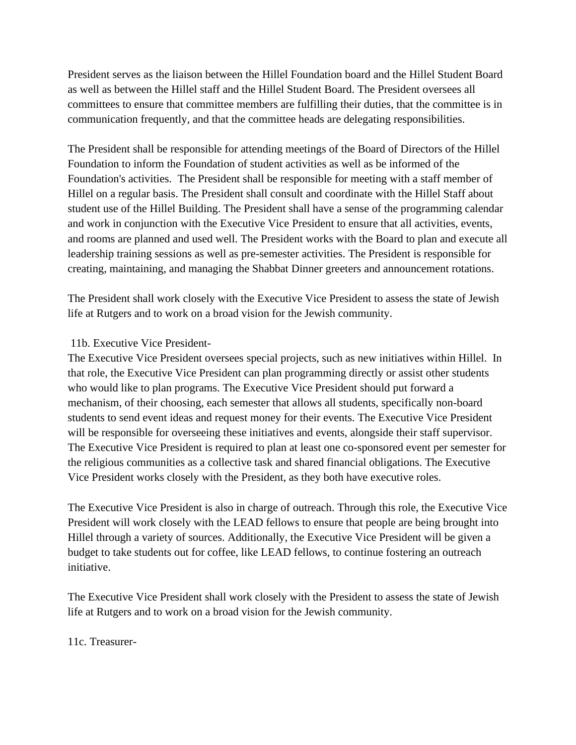President serves as the liaison between the Hillel Foundation board and the Hillel Student Board as well as between the Hillel staff and the Hillel Student Board. The President oversees all committees to ensure that committee members are fulfilling their duties, that the committee is in communication frequently, and that the committee heads are delegating responsibilities.

The President shall be responsible for attending meetings of the Board of Directors of the Hillel Foundation to inform the Foundation of student activities as well as be informed of the Foundation's activities. The President shall be responsible for meeting with a staff member of Hillel on a regular basis. The President shall consult and coordinate with the Hillel Staff about student use of the Hillel Building. The President shall have a sense of the programming calendar and work in conjunction with the Executive Vice President to ensure that all activities, events, and rooms are planned and used well. The President works with the Board to plan and execute all leadership training sessions as well as pre-semester activities. The President is responsible for creating, maintaining, and managing the Shabbat Dinner greeters and announcement rotations.

The President shall work closely with the Executive Vice President to assess the state of Jewish life at Rutgers and to work on a broad vision for the Jewish community.

11b. Executive Vice President-

The Executive Vice President oversees special projects, such as new initiatives within Hillel. In that role, the Executive Vice President can plan programming directly or assist other students who would like to plan programs. The Executive Vice President should put forward a mechanism, of their choosing, each semester that allows all students, specifically non-board students to send event ideas and request money for their events. The Executive Vice President will be responsible for overseeing these initiatives and events, alongside their staff supervisor. The Executive Vice President is required to plan at least one co-sponsored event per semester for the religious communities as a collective task and shared financial obligations. The Executive Vice President works closely with the President, as they both have executive roles.

The Executive Vice President is also in charge of outreach. Through this role, the Executive Vice President will work closely with the LEAD fellows to ensure that people are being brought into Hillel through a variety of sources. Additionally, the Executive Vice President will be given a budget to take students out for coffee, like LEAD fellows, to continue fostering an outreach initiative.

The Executive Vice President shall work closely with the President to assess the state of Jewish life at Rutgers and to work on a broad vision for the Jewish community.

11c. Treasurer-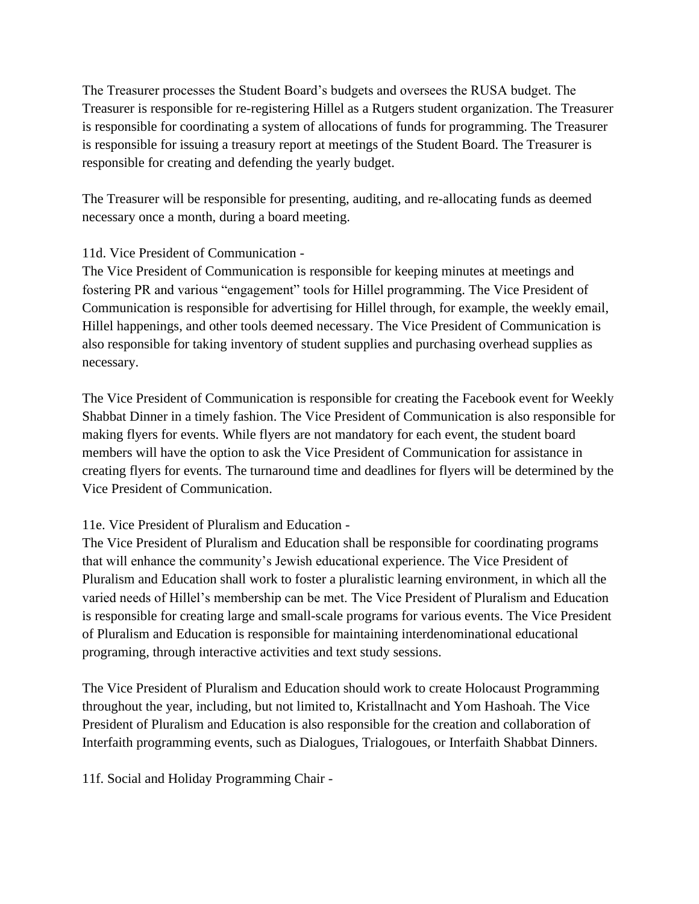The Treasurer processes the Student Board's budgets and oversees the RUSA budget. The Treasurer is responsible for re-registering Hillel as a Rutgers student organization. The Treasurer is responsible for coordinating a system of allocations of funds for programming. The Treasurer is responsible for issuing a treasury report at meetings of the Student Board. The Treasurer is responsible for creating and defending the yearly budget.

The Treasurer will be responsible for presenting, auditing, and re-allocating funds as deemed necessary once a month, during a board meeting.

11d. Vice President of Communication -

The Vice President of Communication is responsible for keeping minutes at meetings and fostering PR and various "engagement" tools for Hillel programming. The Vice President of Communication is responsible for advertising for Hillel through, for example, the weekly email, Hillel happenings, and other tools deemed necessary. The Vice President of Communication is also responsible for taking inventory of student supplies and purchasing overhead supplies as necessary.

The Vice President of Communication is responsible for creating the Facebook event for Weekly Shabbat Dinner in a timely fashion. The Vice President of Communication is also responsible for making flyers for events. While flyers are not mandatory for each event, the student board members will have the option to ask the Vice President of Communication for assistance in creating flyers for events. The turnaround time and deadlines for flyers will be determined by the Vice President of Communication.

11e. Vice President of Pluralism and Education -

The Vice President of Pluralism and Education shall be responsible for coordinating programs that will enhance the community's Jewish educational experience. The Vice President of Pluralism and Education shall work to foster a pluralistic learning environment, in which all the varied needs of Hillel's membership can be met. The Vice President of Pluralism and Education is responsible for creating large and small-scale programs for various events. The Vice President of Pluralism and Education is responsible for maintaining interdenominational educational programing, through interactive activities and text study sessions.

The Vice President of Pluralism and Education should work to create Holocaust Programming throughout the year, including, but not limited to, Kristallnacht and Yom Hashoah. The Vice President of Pluralism and Education is also responsible for the creation and collaboration of Interfaith programming events, such as Dialogues, Trialogoues, or Interfaith Shabbat Dinners.

11f. Social and Holiday Programming Chair -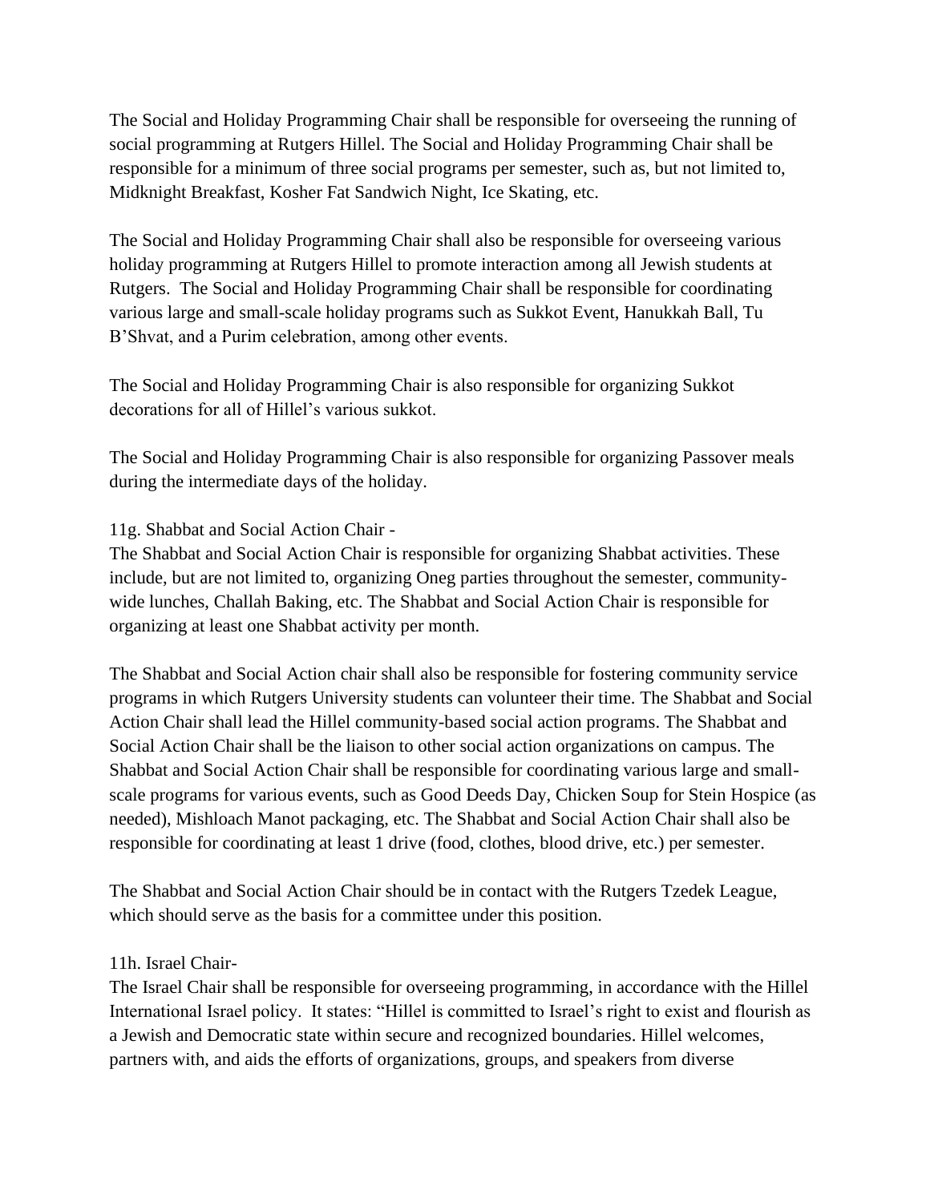The Social and Holiday Programming Chair shall be responsible for overseeing the running of social programming at Rutgers Hillel. The Social and Holiday Programming Chair shall be responsible for a minimum of three social programs per semester, such as, but not limited to, Midknight Breakfast, Kosher Fat Sandwich Night, Ice Skating, etc.

The Social and Holiday Programming Chair shall also be responsible for overseeing various holiday programming at Rutgers Hillel to promote interaction among all Jewish students at Rutgers. The Social and Holiday Programming Chair shall be responsible for coordinating various large and small-scale holiday programs such as Sukkot Event, Hanukkah Ball, Tu B'Shvat, and a Purim celebration, among other events.

The Social and Holiday Programming Chair is also responsible for organizing Sukkot decorations for all of Hillel's various sukkot.

The Social and Holiday Programming Chair is also responsible for organizing Passover meals during the intermediate days of the holiday.

11g. Shabbat and Social Action Chair -

The Shabbat and Social Action Chair is responsible for organizing Shabbat activities. These include, but are not limited to, organizing Oneg parties throughout the semester, community-wide lunches, Challah Baking, etc. The Shabbat and Social Action Chair is responsible for organizing at least one Shabbat activity per month.

The Shabbat and Social Action chair shall also be responsible for fostering community service programs in which Rutgers University students can volunteer their time. The Shabbat and Social Action Chair shall lead the Hillel community-based social action programs. The Shabbat and Social Action Chair shall be the liaison to other social action organizations on campus. The Shabbat and Social Action Chair shall be responsible for coordinating various large and small-scale programs for various events, such as Good Deeds Day, Chicken Soup for Stein Hospice (as needed), Mishloach Manot packaging, etc. The Shabbat and Social Action Chair shall also be responsible for coordinating at least 1 drive (food, clothes, blood drive, etc.) per semester.

The Shabbat and Social Action Chair should be in contact with the Rutgers Tzedek League, which should serve as the basis for a committee under this position.

11h. Israel Chair-

The Israel Chair shall be responsible for overseeing programming, in accordance with the Hillel International Israel policy. It states: "Hillel is committed to Israel's right to exist and flourish as a Jewish and Democratic state within secure and recognized boundaries. Hillel welcomes, partners with, and aids the efforts of organizations, groups, and speakers from diverse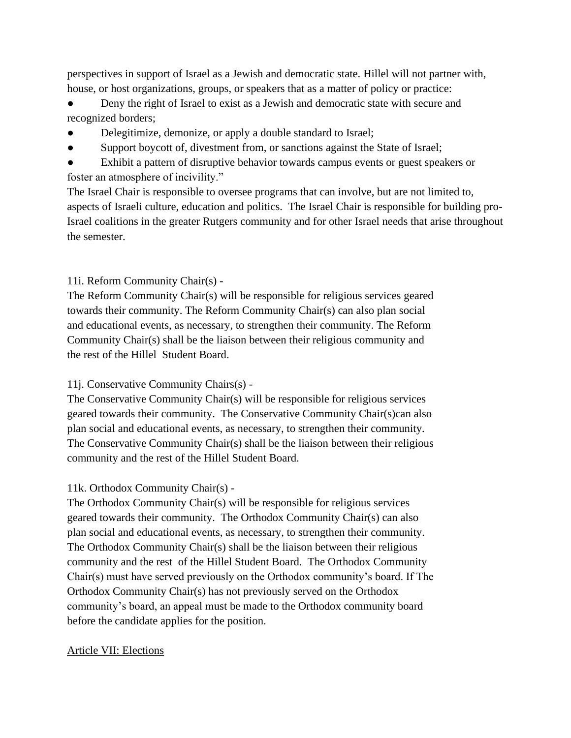perspectives in support of Israel as a Jewish and democratic state. Hillel will not partner with, house, or host organizations, groups, or speakers that as a matter of policy or practice:

- Deny the right of Israel to exist as a Jewish and democratic state with secure and recognized borders;
- Delegitimize, demonize, or apply a double standard to Israel;
- Support boycott of, divestment from, or sanctions against the State of Israel;
- Exhibit a pattern of disruptive behavior towards campus events or guest speakers or foster an atmosphere of incivility."

The Israel Chair is responsible to oversee programs that can involve, but are not limited to, aspects of Israeli culture, education and politics. The Israel Chair is responsible for building pro-Israel coalitions in the greater Rutgers community and for other Israel needs that arise throughout the semester.

11i. Reform Community Chair(s) -

The Reform Community Chair(s) will be responsible for religious services geared towards their community. The Reform Community Chair(s) can also plan social and educational events, as necessary, to strengthen their community. The Reform Community Chair(s) shall be the liaison between their religious community and the rest of the Hillel Student Board.

11j. Conservative Community Chairs(s) -

The Conservative Community Chair(s) will be responsible for religious services geared towards their community. The Conservative Community Chair(s)can also plan social and educational events, as necessary, to strengthen their community. The Conservative Community Chair(s) shall be the liaison between their religious community and the rest of the Hillel Student Board.

11k. Orthodox Community Chair(s) -

The Orthodox Community Chair(s) will be responsible for religious services geared towards their community. The Orthodox Community Chair(s) can also plan social and educational events, as necessary, to strengthen their community. The Orthodox Community Chair(s) shall be the liaison between their religious community and the rest of the Hillel Student Board. The Orthodox Community Chair(s) must have served previously on the Orthodox community's board. If The Orthodox Community Chair(s) has not previously served on the Orthodox community's board, an appeal must be made to the Orthodox community board before the candidate applies for the position.

## Article VII: Elections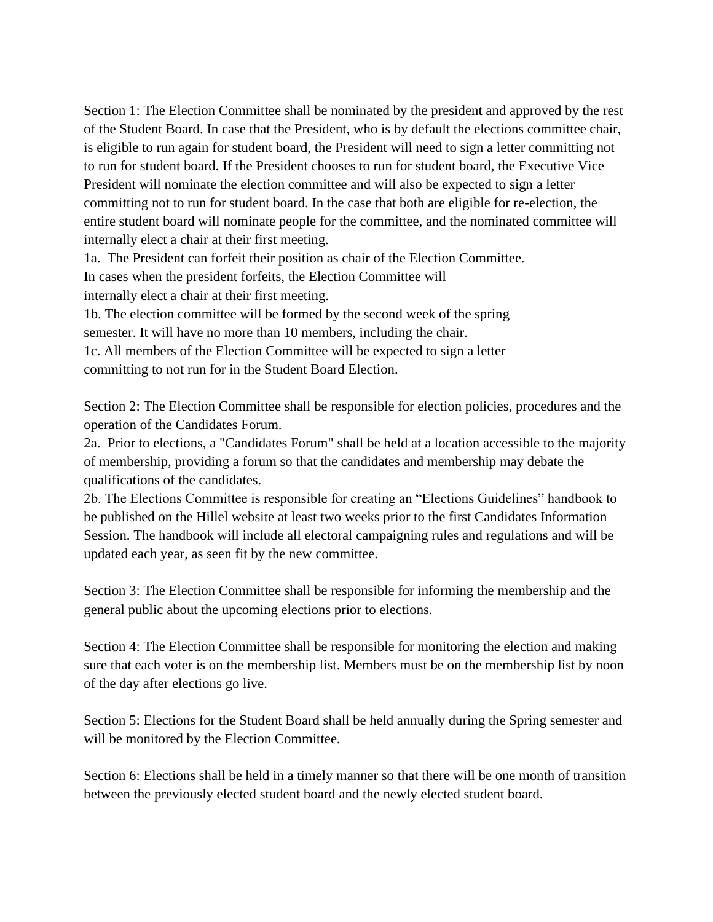Section 1: The Election Committee shall be nominated by the president and approved by the rest of the Student Board. In case that the President, who is by default the elections committee chair, is eligible to run again for student board, the President will need to sign a letter committing not to run for student board. If the President chooses to run for student board, the Executive Vice President will nominate the election committee and will also be expected to sign a letter committing not to run for student board. In the case that both are eligible for re-election, the entire student board will nominate people for the committee, and the nominated committee will internally elect a chair at their first meeting.

1a. The President can forfeit their position as chair of the Election Committee. In cases when the president forfeits, the Election Committee will internally elect a chair at their first meeting.

1b. The election committee will be formed by the second week of the spring semester. It will have no more than 10 members, including the chair.

1c. All members of the Election Committee will be expected to sign a letter committing to not run for in the Student Board Election.

Section 2: The Election Committee shall be responsible for election policies, procedures and the operation of the Candidates Forum.

2a. Prior to elections, a "Candidates Forum" shall be held at a location accessible to the majority of membership, providing a forum so that the candidates and membership may debate the qualifications of the candidates.

2b. The Elections Committee is responsible for creating an "Elections Guidelines" handbook to be published on the Hillel website at least two weeks prior to the first Candidates Information Session. The handbook will include all electoral campaigning rules and regulations and will be updated each year, as seen fit by the new committee.

Section 3: The Election Committee shall be responsible for informing the membership and the general public about the upcoming elections prior to elections.

Section 4: The Election Committee shall be responsible for monitoring the election and making sure that each voter is on the membership list. Members must be on the membership list by noon of the day after elections go live.

Section 5: Elections for the Student Board shall be held annually during the Spring semester and will be monitored by the Election Committee.

Section 6: Elections shall be held in a timely manner so that there will be one month of transition between the previously elected student board and the newly elected student board.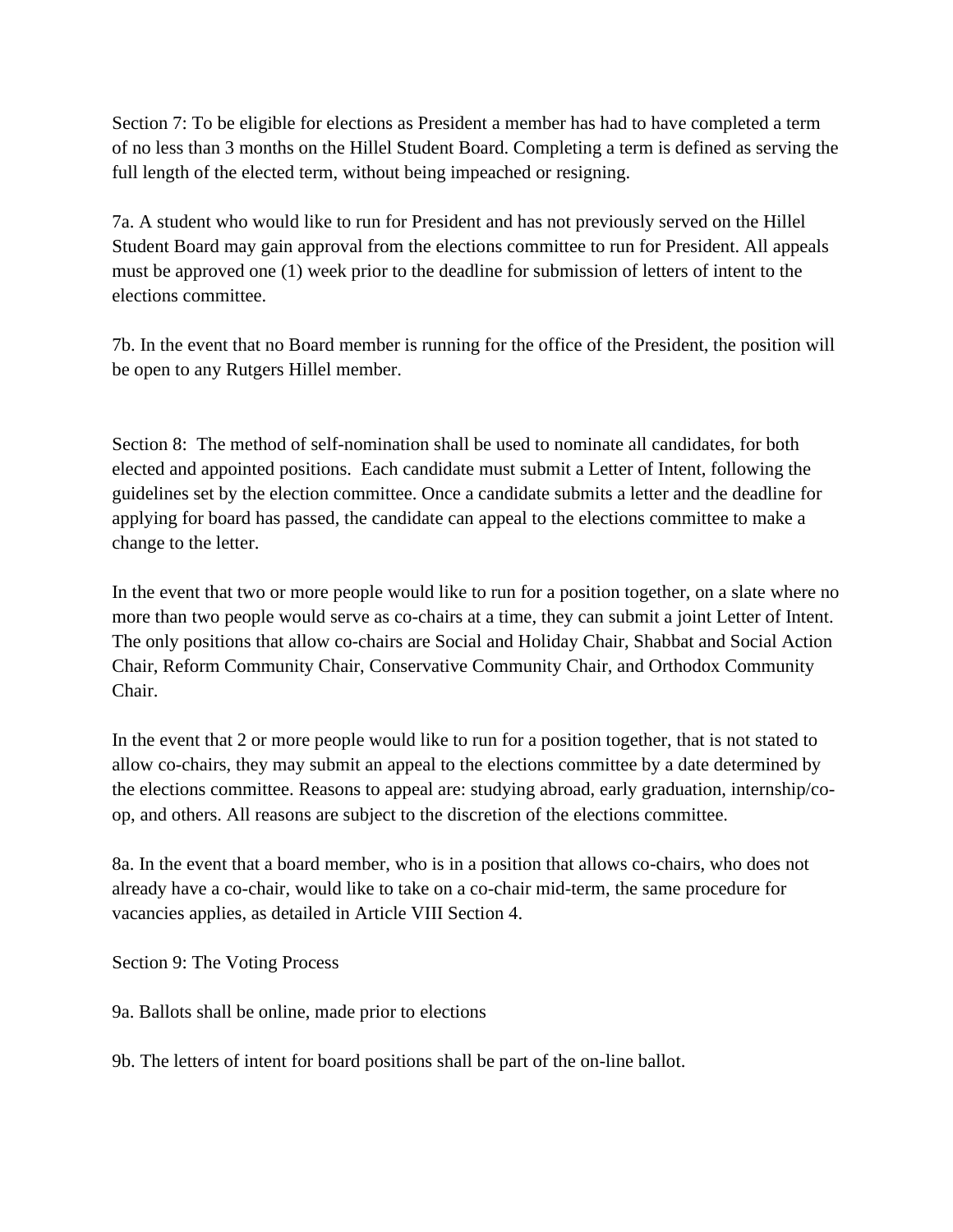Section 7: To be eligible for elections as President a member has had to have completed a term of no less than 3 months on the Hillel Student Board. Completing a term is defined as serving the full length of the elected term, without being impeached or resigning.

7a. A student who would like to run for President and has not previously served on the Hillel Student Board may gain approval from the elections committee to run for President. All appeals must be approved one (1) week prior to the deadline for submission of letters of intent to the elections committee.

7b. In the event that no Board member is running for the office of the President, the position will be open to any Rutgers Hillel member.

Section 8: The method of self-nomination shall be used to nominate all candidates, for both elected and appointed positions. Each candidate must submit a Letter of Intent, following the guidelines set by the election committee. Once a candidate submits a letter and the deadline for applying for board has passed, the candidate can appeal to the elections committee to make a change to the letter.

In the event that two or more people would like to run for a position together, on a slate where no more than two people would serve as co-chairs at a time, they can submit a joint Letter of Intent. The only positions that allow co-chairs are Social and Holiday Chair, Shabbat and Social Action Chair, Reform Community Chair, Conservative Community Chair, and Orthodox Community Chair.

In the event that 2 or more people would like to run for a position together, that is not stated to allow co-chairs, they may submit an appeal to the elections committee by a date determined by the elections committee. Reasons to appeal are: studying abroad, early graduation, internship/co-op, and others. All reasons are subject to the discretion of the elections committee.

8a. In the event that a board member, who is in a position that allows co-chairs, who does not already have a co-chair, would like to take on a co-chair mid-term, the same procedure for vacancies applies, as detailed in Article VIII Section 4.

Section 9: The Voting Process

9a. Ballots shall be online, made prior to elections

9b. The letters of intent for board positions shall be part of the on-line ballot.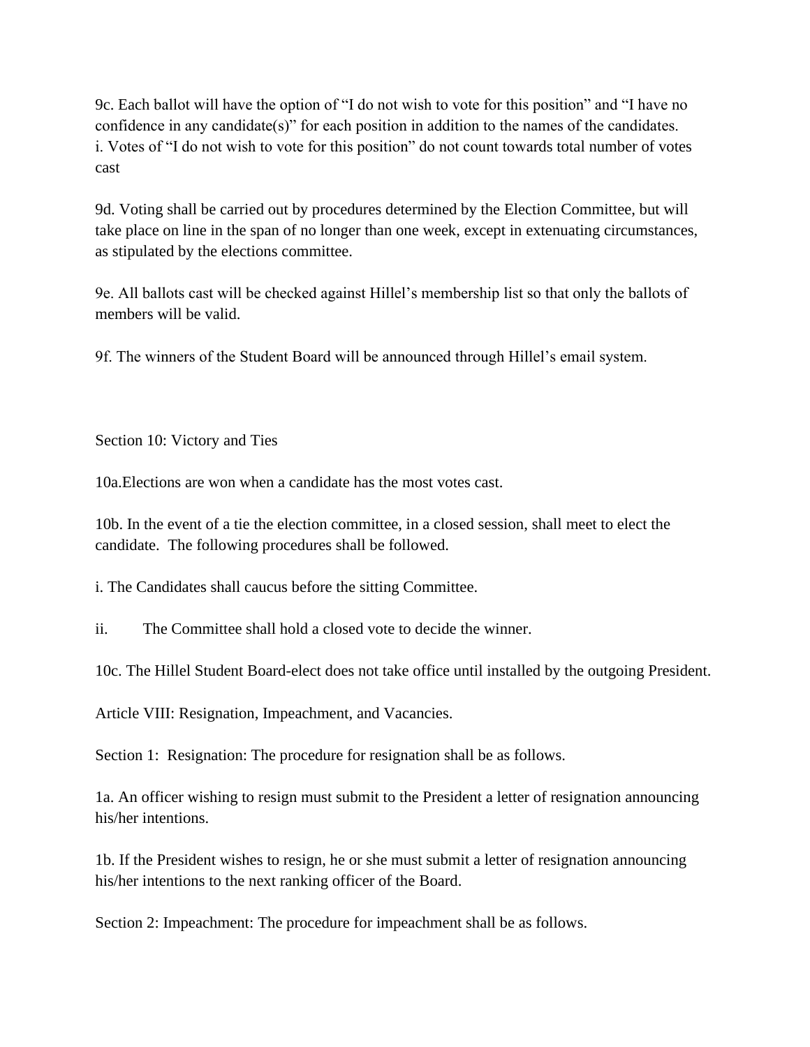9c. Each ballot will have the option of “I do not wish to vote for this position” and “I have no confidence in any candidate(s)” for each position in addition to the names of the candidates.
i. Votes of “I do not wish to vote for this position” do not count towards total number of votes cast

9d. Voting shall be carried out by procedures determined by the Election Committee, but will take place on line in the span of no longer than one week, except in extenuating circumstances, as stipulated by the elections committee.

9e. All ballots cast will be checked against Hillel’s membership list so that only the ballots of members will be valid.

9f. The winners of the Student Board will be announced through Hillel’s email system.

Section 10: Victory and Ties

10a.Elections are won when a candidate has the most votes cast.

10b. In the event of a tie the election committee, in a closed session, shall meet to elect the candidate. The following procedures shall be followed.

i. The Candidates shall caucus before the sitting Committee.

ii. The Committee shall hold a closed vote to decide the winner.

10c. The Hillel Student Board-elect does not take office until installed by the outgoing President.

Article VIII: Resignation, Impeachment, and Vacancies.

Section 1: Resignation: The procedure for resignation shall be as follows.

1a. An officer wishing to resign must submit to the President a letter of resignation announcing his/her intentions.

1b. If the President wishes to resign, he or she must submit a letter of resignation announcing his/her intentions to the next ranking officer of the Board.

Section 2: Impeachment: The procedure for impeachment shall be as follows.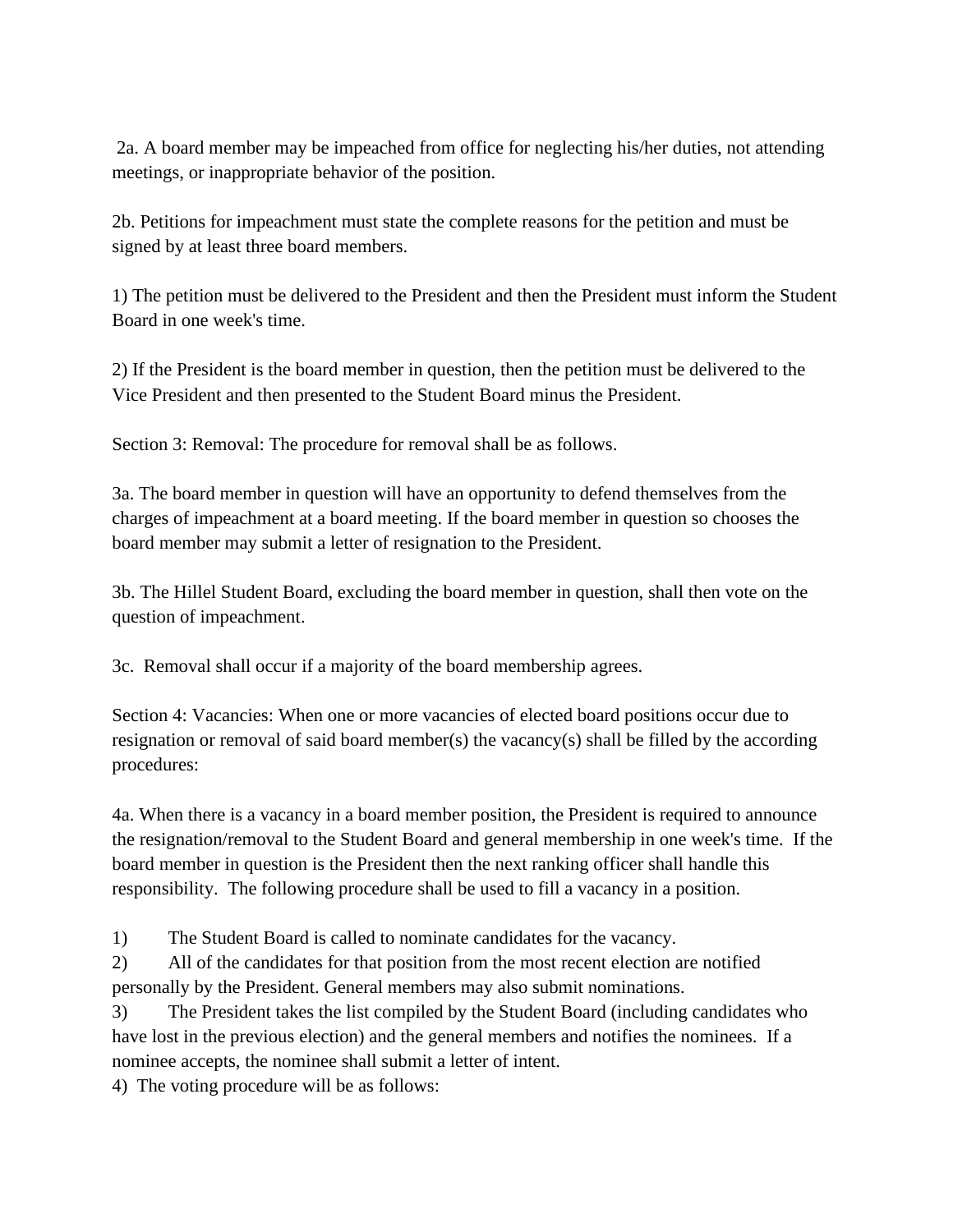2a. A board member may be impeached from office for neglecting his/her duties, not attending meetings, or inappropriate behavior of the position.

2b. Petitions for impeachment must state the complete reasons for the petition and must be signed by at least three board members.

1) The petition must be delivered to the President and then the President must inform the Student Board in one week's time.

2) If the President is the board member in question, then the petition must be delivered to the Vice President and then presented to the Student Board minus the President.

Section 3: Removal: The procedure for removal shall be as follows.

3a. The board member in question will have an opportunity to defend themselves from the charges of impeachment at a board meeting. If the board member in question so chooses the board member may submit a letter of resignation to the President.

3b. The Hillel Student Board, excluding the board member in question, shall then vote on the question of impeachment.

3c. Removal shall occur if a majority of the board membership agrees.

Section 4: Vacancies: When one or more vacancies of elected board positions occur due to resignation or removal of said board member(s) the vacancy(s) shall be filled by the according procedures:

4a. When there is a vacancy in a board member position, the President is required to announce the resignation/removal to the Student Board and general membership in one week's time. If the board member in question is the President then the next ranking officer shall handle this responsibility. The following procedure shall be used to fill a vacancy in a position.

1) The Student Board is called to nominate candidates for the vacancy.
2) All of the candidates for that position from the most recent election are notified personally by the President. General members may also submit nominations.
3) The President takes the list compiled by the Student Board (including candidates who have lost in the previous election) and the general members and notifies the nominees. If a nominee accepts, the nominee shall submit a letter of intent.
4) The voting procedure will be as follows: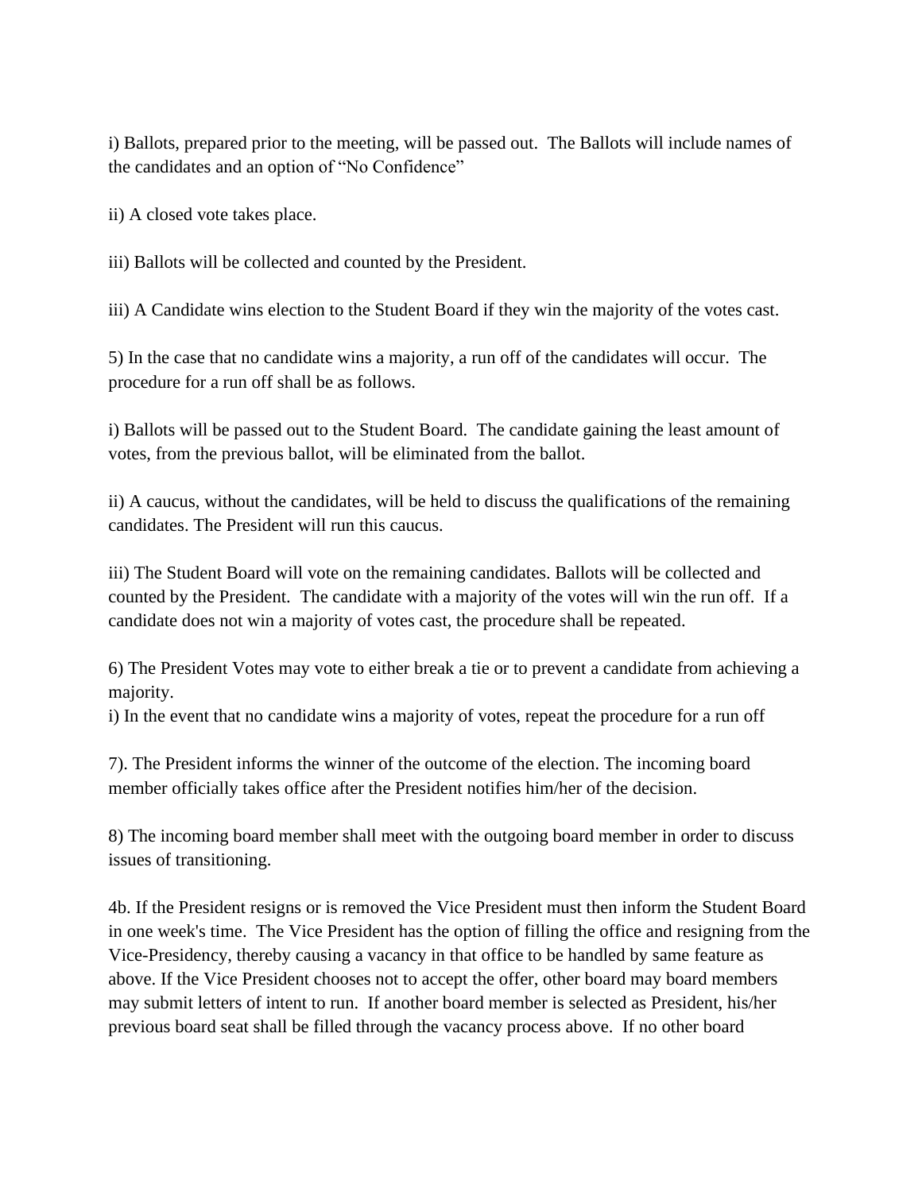i) Ballots, prepared prior to the meeting, will be passed out. The Ballots will include names of the candidates and an option of "No Confidence"

ii) A closed vote takes place.

iii) Ballots will be collected and counted by the President.

iii) A Candidate wins election to the Student Board if they win the majority of the votes cast.

5) In the case that no candidate wins a majority, a run off of the candidates will occur. The procedure for a run off shall be as follows.

i) Ballots will be passed out to the Student Board. The candidate gaining the least amount of votes, from the previous ballot, will be eliminated from the ballot.

ii) A caucus, without the candidates, will be held to discuss the qualifications of the remaining candidates. The President will run this caucus.

iii) The Student Board will vote on the remaining candidates. Ballots will be collected and counted by the President. The candidate with a majority of the votes will win the run off. If a candidate does not win a majority of votes cast, the procedure shall be repeated.

6) The President Votes may vote to either break a tie or to prevent a candidate from achieving a majority.
i) In the event that no candidate wins a majority of votes, repeat the procedure for a run off

7). The President informs the winner of the outcome of the election. The incoming board member officially takes office after the President notifies him/her of the decision.

8) The incoming board member shall meet with the outgoing board member in order to discuss issues of transitioning.

4b. If the President resigns or is removed the Vice President must then inform the Student Board in one week's time. The Vice President has the option of filling the office and resigning from the Vice-Presidency, thereby causing a vacancy in that office to be handled by same feature as above. If the Vice President chooses not to accept the offer, other board may board members may submit letters of intent to run. If another board member is selected as President, his/her previous board seat shall be filled through the vacancy process above. If no other board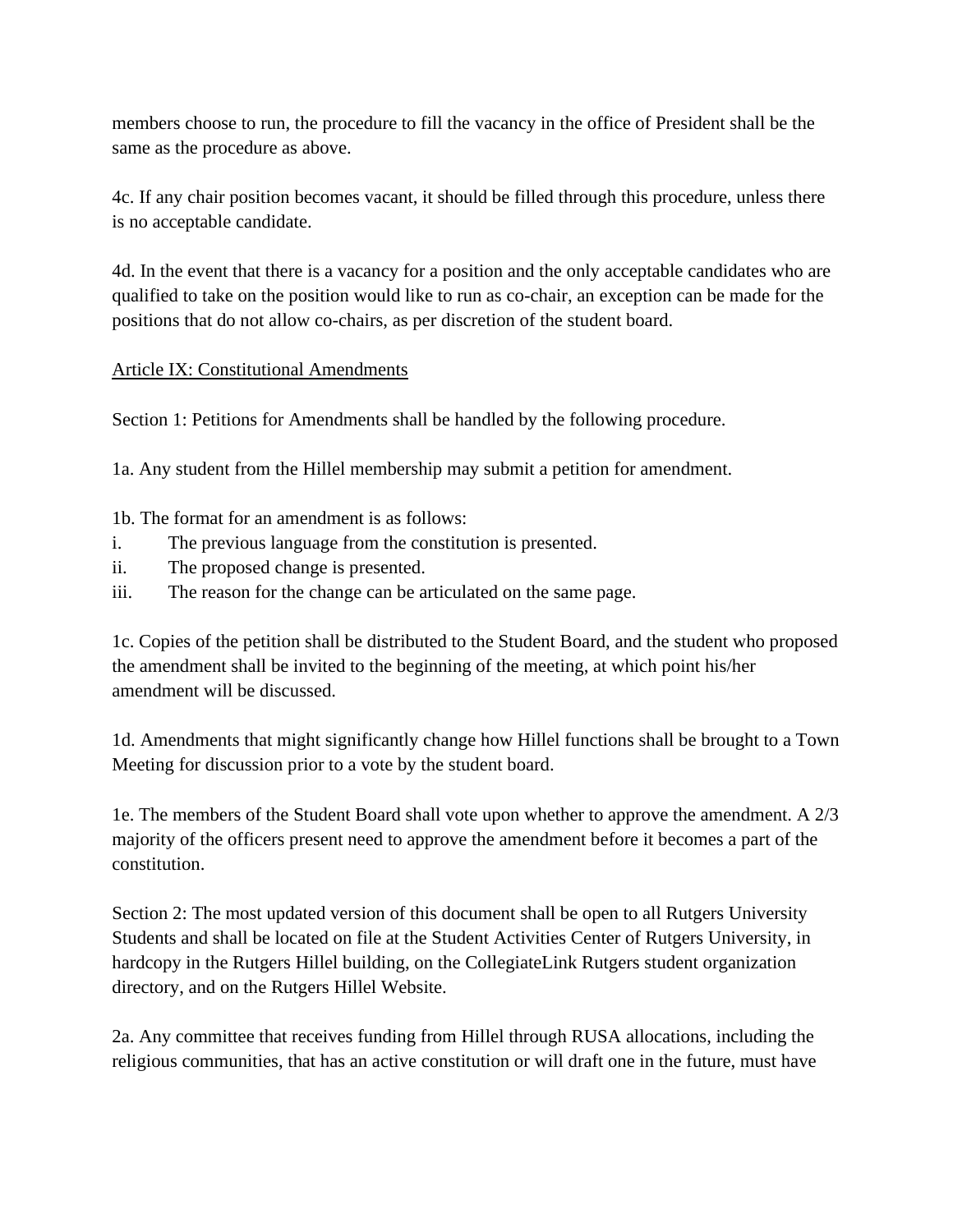members choose to run, the procedure to fill the vacancy in the office of President shall be the same as the procedure as above.

4c. If any chair position becomes vacant, it should be filled through this procedure, unless there is no acceptable candidate.

4d. In the event that there is a vacancy for a position and the only acceptable candidates who are qualified to take on the position would like to run as co-chair, an exception can be made for the positions that do not allow co-chairs, as per discretion of the student board.

<u>Article IX: Constitutional Amendments</u>

Section 1: Petitions for Amendments shall be handled by the following procedure.

1a. Any student from the Hillel membership may submit a petition for amendment.

1b. The format for an amendment is as follows:

i. The previous language from the constitution is presented.
ii. The proposed change is presented.
iii. The reason for the change can be articulated on the same page.

1c. Copies of the petition shall be distributed to the Student Board, and the student who proposed the amendment shall be invited to the beginning of the meeting, at which point his/her amendment will be discussed.

1d. Amendments that might significantly change how Hillel functions shall be brought to a Town Meeting for discussion prior to a vote by the student board.

1e. The members of the Student Board shall vote upon whether to approve the amendment. A 2/3 majority of the officers present need to approve the amendment before it becomes a part of the constitution.

Section 2: The most updated version of this document shall be open to all Rutgers University Students and shall be located on file at the Student Activities Center of Rutgers University, in hardcopy in the Rutgers Hillel building, on the CollegiateLink Rutgers student organization directory, and on the Rutgers Hillel Website.

2a. Any committee that receives funding from Hillel through RUSA allocations, including the religious communities, that has an active constitution or will draft one in the future, must have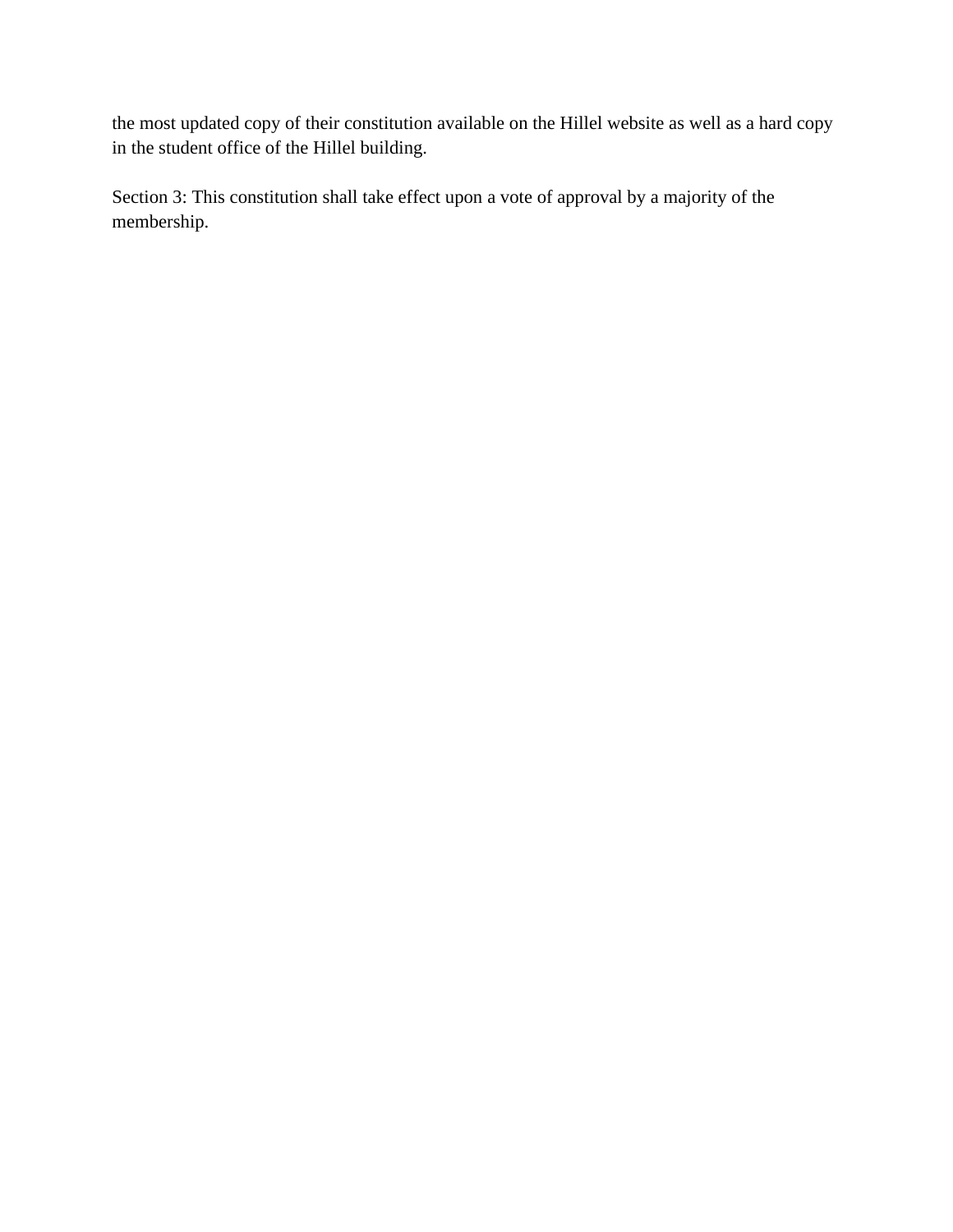the most updated copy of their constitution available on the Hillel website as well as a hard copy in the student office of the Hillel building.

Section 3: This constitution shall take effect upon a vote of approval by a majority of the membership.